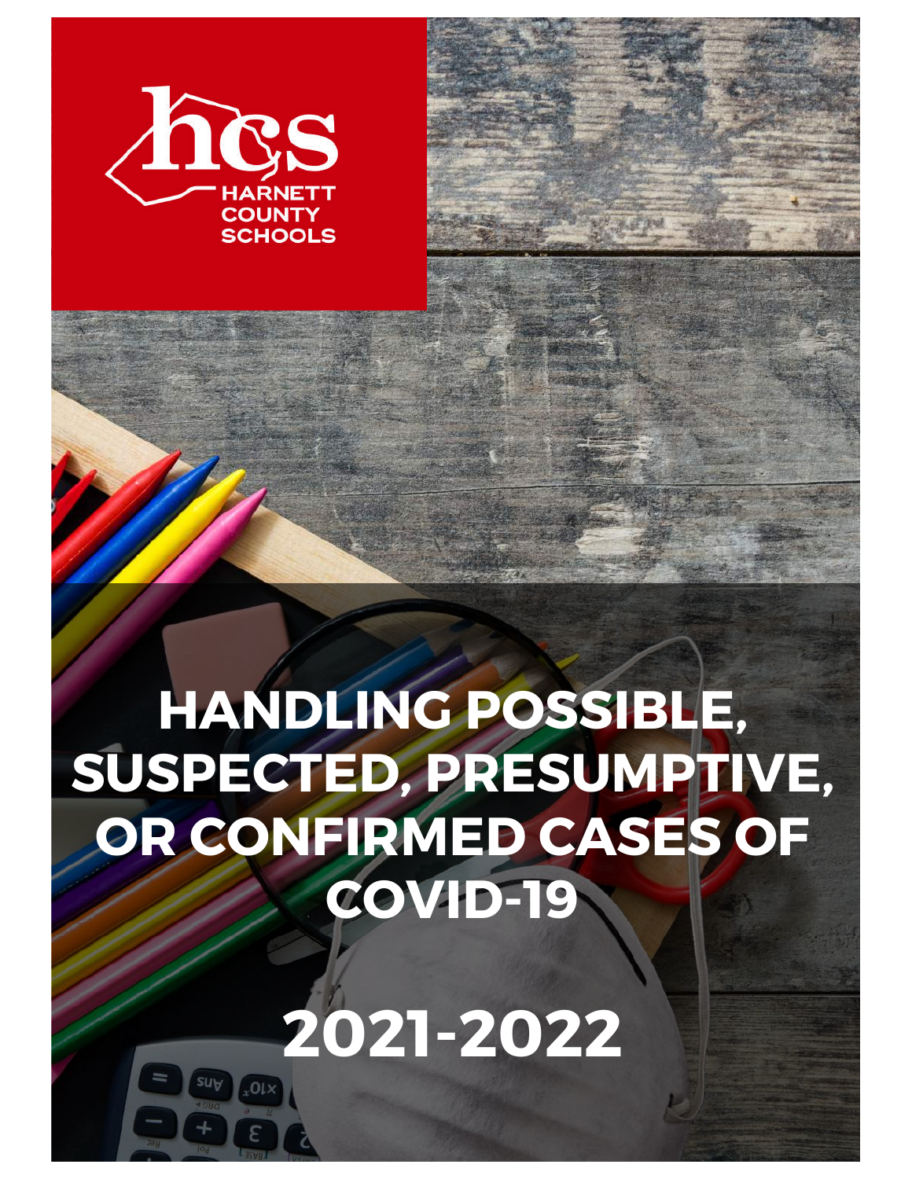hcs
HARNETT COUNTY SCHOOLS

# HANDLING POSSIBLE, SUSPECTED, PRESUMPTIVE, OR CONFIRMED CASES OF COVID-19

## 2021-2022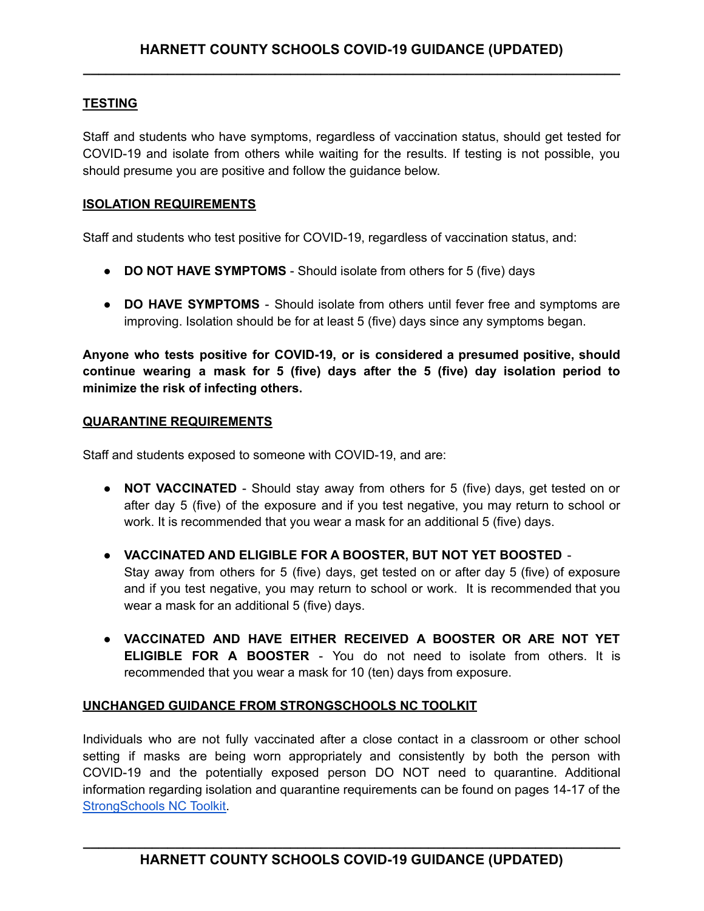## TESTING

Staff and students who have symptoms, regardless of vaccination status, should get tested for COVID-19 and isolate from others while waiting for the results. If testing is not possible, you should presume you are positive and follow the guidance below.

## ISOLATION REQUIREMENTS

Staff and students who test positive for COVID-19, regardless of vaccination status, and:

- **DO NOT HAVE SYMPTOMS** - Should isolate from others for 5 (five) days
- **DO HAVE SYMPTOMS** - Should isolate from others until fever free and symptoms are improving. Isolation should be for at least 5 (five) days since any symptoms began.

**Anyone who tests positive for COVID-19, or is considered a presumed positive, should continue wearing a mask for 5 (five) days after the 5 (five) day isolation period to minimize the risk of infecting others.**

## QUARANTINE REQUIREMENTS

Staff and students exposed to someone with COVID-19, and are:

- **NOT VACCINATED** - Should stay away from others for 5 (five) days, get tested on or after day 5 (five) of the exposure and if you test negative, you may return to school or work. It is recommended that you wear a mask for an additional 5 (five) days.
- **VACCINATED AND ELIGIBLE FOR A BOOSTER, BUT NOT YET BOOSTED** - Stay away from others for 5 (five) days, get tested on or after day 5 (five) of exposure and if you test negative, you may return to school or work. It is recommended that you wear a mask for an additional 5 (five) days.
- **VACCINATED AND HAVE EITHER RECEIVED A BOOSTER OR ARE NOT YET ELIGIBLE FOR A BOOSTER** - You do not need to isolate from others. It is recommended that you wear a mask for 10 (ten) days from exposure.

## UNCHANGED GUIDANCE FROM STRONGSCHOOLS NC TOOLKIT

Individuals who are not fully vaccinated after a close contact in a classroom or other school setting if masks are being worn appropriately and consistently by both the person with COVID-19 and the potentially exposed person DO NOT need to quarantine. Additional information regarding isolation and quarantine requirements can be found on pages 14-17 of the StrongSchools NC Toolkit.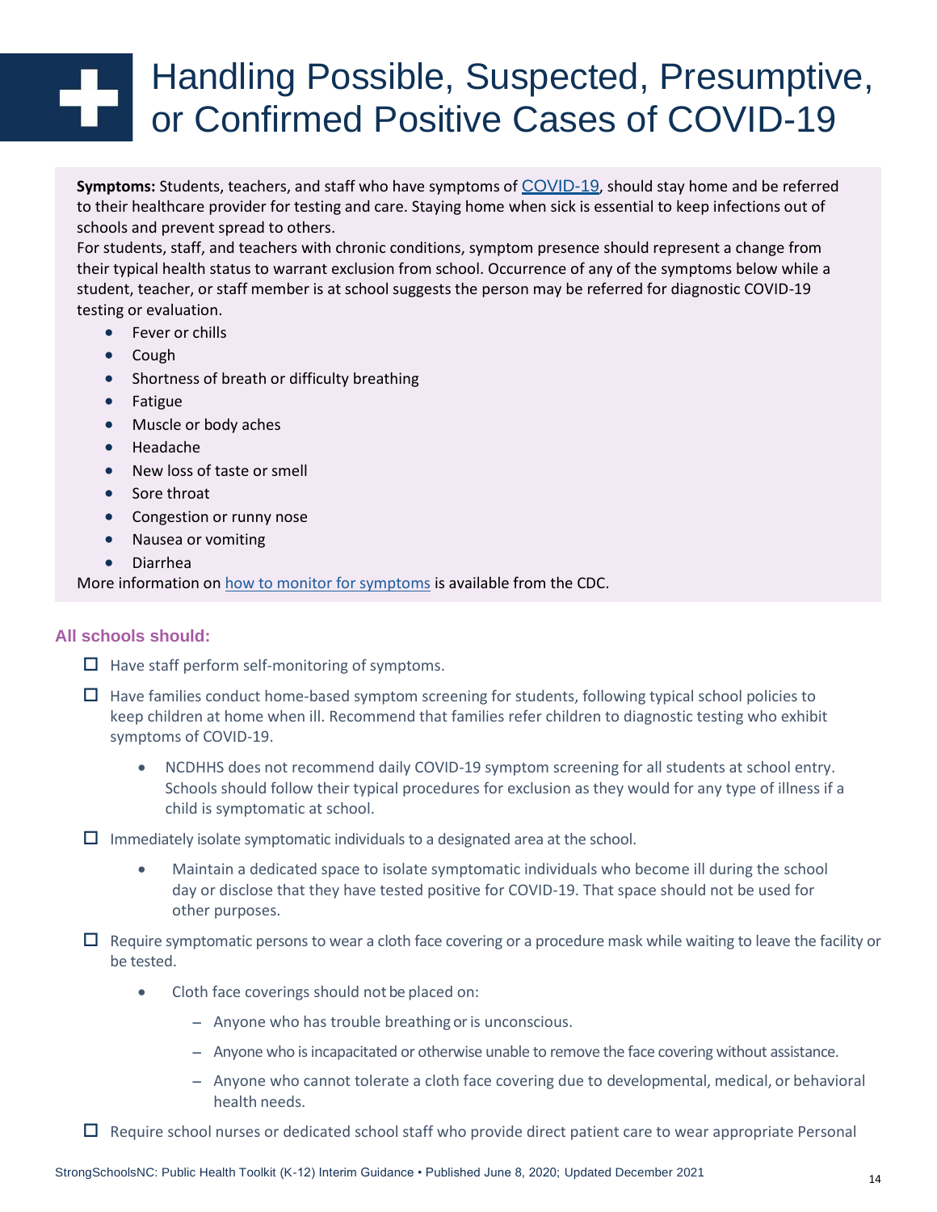# Handling Possible, Suspected, Presumptive, or Confirmed Positive Cases of COVID-19

**Symptoms:** Students, teachers, and staff who have symptoms of COVID-19, should stay home and be referred to their healthcare provider for testing and care. Staying home when sick is essential to keep infections out of schools and prevent spread to others.

For students, staff, and teachers with chronic conditions, symptom presence should represent a change from their typical health status to warrant exclusion from school. Occurrence of any of the symptoms below while a student, teacher, or staff member is at school suggests the person may be referred for diagnostic COVID-19 testing or evaluation.

- Fever or chills
- Cough
- Shortness of breath or difficulty breathing
- Fatigue
- Muscle or body aches
- Headache
- New loss of taste or smell
- Sore throat
- Congestion or runny nose
- Nausea or vomiting
- Diarrhea

More information on how to monitor for symptoms is available from the CDC.

### All schools should:

- ☐ Have staff perform self-monitoring of symptoms.
- ☐ Have families conduct home-based symptom screening for students, following typical school policies to keep children at home when ill. Recommend that families refer children to diagnostic testing who exhibit symptoms of COVID-19.
  - NCDHHS does not recommend daily COVID-19 symptom screening for all students at school entry. Schools should follow their typical procedures for exclusion as they would for any type of illness if a child is symptomatic at school.
- ☐ Immediately isolate symptomatic individuals to a designated area at the school.
  - Maintain a dedicated space to isolate symptomatic individuals who become ill during the school day or disclose that they have tested positive for COVID-19. That space should not be used for other purposes.
- ☐ Require symptomatic persons to wear a cloth face covering or a procedure mask while waiting to leave the facility or be tested.
  - Cloth face coverings should not be placed on:
    - Anyone who has trouble breathing or is unconscious.
    - Anyone who is incapacitated or otherwise unable to remove the face covering without assistance.
    - Anyone who cannot tolerate a cloth face covering due to developmental, medical, or behavioral health needs.
- ☐ Require school nurses or dedicated school staff who provide direct patient care to wear appropriate Personal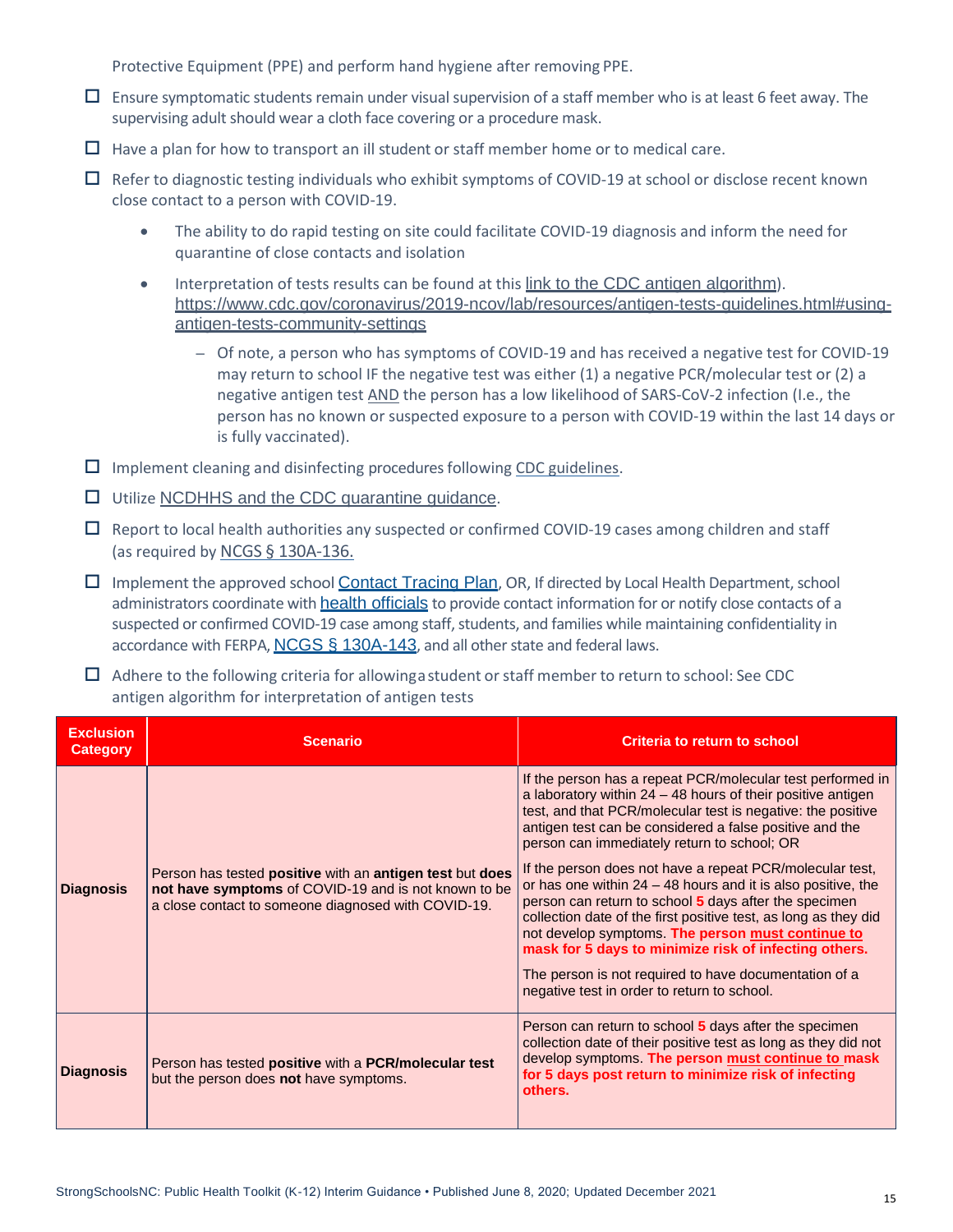Protective Equipment (PPE) and perform hand hygiene after removing PPE.

- ☐ Ensure symptomatic students remain under visual supervision of a staff member who is at least 6 feet away. The supervising adult should wear a cloth face covering or a procedure mask.
- ☐ Have a plan for how to transport an ill student or staff member home or to medical care.
- ☐ Refer to diagnostic testing individuals who exhibit symptoms of COVID-19 at school or disclose recent known close contact to a person with COVID-19.
  - The ability to do rapid testing on site could facilitate COVID-19 diagnosis and inform the need for quarantine of close contacts and isolation
  - Interpretation of tests results can be found at this link to the CDC antigen algorithm). https://www.cdc.gov/coronavirus/2019-ncov/lab/resources/antigen-tests-guidelines.html#using-antigen-tests-community-settings
    - Of note, a person who has symptoms of COVID-19 and has received a negative test for COVID-19 may return to school IF the negative test was either (1) a negative PCR/molecular test or (2) a negative antigen test AND the person has a low likelihood of SARS-CoV-2 infection (I.e., the person has no known or suspected exposure to a person with COVID-19 within the last 14 days or is fully vaccinated).
- ☐ Implement cleaning and disinfecting procedures following CDC guidelines.
- ☐ Utilize NCDHHS and the CDC quarantine guidance.
- ☐ Report to local health authorities any suspected or confirmed COVID-19 cases among children and staff (as required by NCGS § 130A-136.
- ☐ Implement the approved school Contact Tracing Plan, OR, If directed by Local Health Department, school administrators coordinate with health officials to provide contact information for or notify close contacts of a suspected or confirmed COVID-19 case among staff, students, and families while maintaining confidentiality in accordance with FERPA, NCGS § 130A-143, and all other state and federal laws.
- ☐ Adhere to the following criteria for allowing a student or staff member to return to school: See CDC antigen algorithm for interpretation of antigen tests

| Exclusion Category | Scenario | Criteria to return to school |
|---|---|---|
| Diagnosis | Person has tested **positive** with an **antigen test** but **does not have symptoms** of COVID-19 and is not known to be a close contact to someone diagnosed with COVID-19. | If the person has a repeat PCR/molecular test performed in a laboratory within 24 – 48 hours of their positive antigen test, and that PCR/molecular test is negative: the positive antigen test can be considered a false positive and the person can immediately return to school; OR<br><br>If the person does not have a repeat PCR/molecular test, or has one within 24 – 48 hours and it is also positive, the person can return to school **5** days after the specimen collection date of the first positive test, as long as they did not develop symptoms. **The person must continue to mask for 5 days to minimize risk of infecting others.**<br><br>The person is not required to have documentation of a negative test in order to return to school. |
| Diagnosis | Person has tested **positive** with a **PCR/molecular test** but the person does **not** have symptoms. | Person can return to school **5** days after the specimen collection date of their positive test as long as they did not develop symptoms. **The person must continue to mask for 5 days post return to minimize risk of infecting others.** |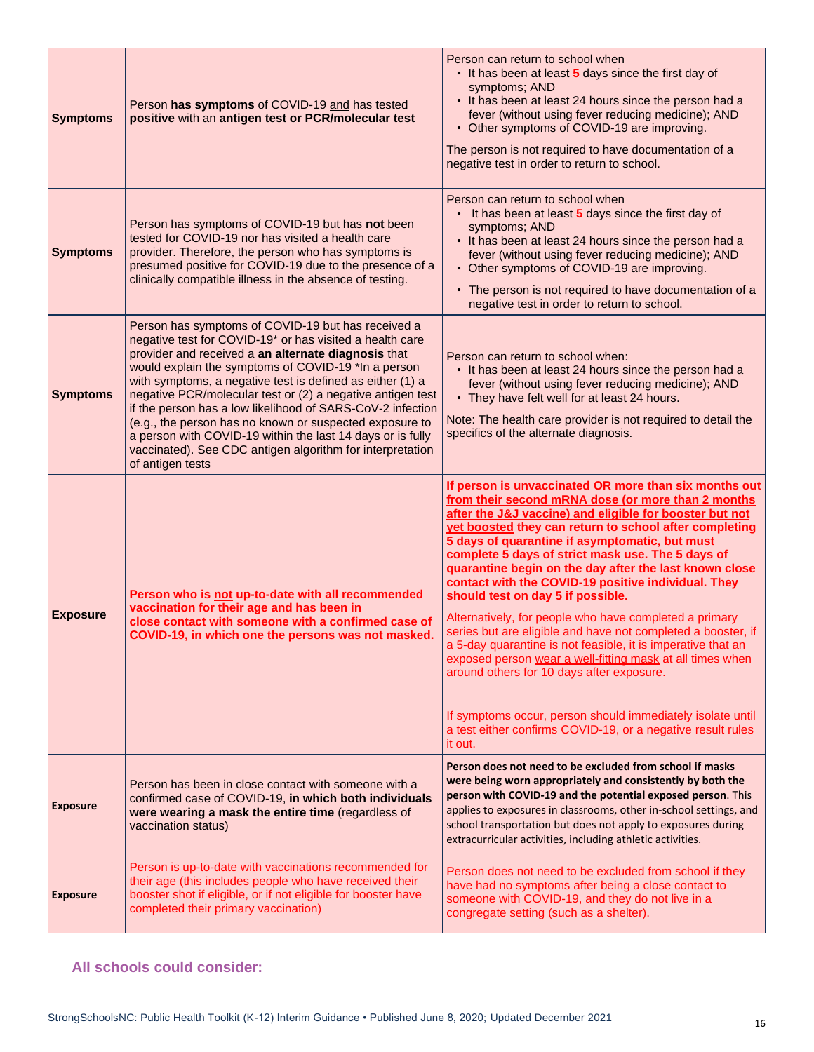| | | |
|---|---|---|
| **Symptoms** | Person **has symptoms** of COVID-19 and has tested **positive** with an **antigen test or PCR/molecular test** | Person can return to school when<br>• It has been at least **5** days since the first day of symptoms; AND<br>• It has been at least 24 hours since the person had a fever (without using fever reducing medicine); AND<br>• Other symptoms of COVID-19 are improving.<br><br>The person is not required to have documentation of a negative test in order to return to school. |
| **Symptoms** | Person has symptoms of COVID-19 but has **not** been tested for COVID-19 nor has visited a health care provider. Therefore, the person who has symptoms is presumed positive for COVID-19 due to the presence of a clinically compatible illness in the absence of testing. | Person can return to school when<br>• It has been at least **5** days since the first day of symptoms; AND<br>• It has been at least 24 hours since the person had a fever (without using fever reducing medicine); AND<br>• Other symptoms of COVID-19 are improving.<br>• The person is not required to have documentation of a negative test in order to return to school. |
| **Symptoms** | Person has symptoms of COVID-19 but has received a negative test for COVID-19* or has visited a health care provider and received a **an alternate diagnosis** that would explain the symptoms of COVID-19 *In a person with symptoms, a negative test is defined as either (1) a negative PCR/molecular test or (2) a negative antigen test if the person has a low likelihood of SARS-CoV-2 infection (e.g., the person has no known or suspected exposure to a person with COVID-19 within the last 14 days or is fully vaccinated). See CDC antigen algorithm for interpretation of antigen tests | Person can return to school when:<br>• It has been at least 24 hours since the person had a fever (without using fever reducing medicine); AND<br>• They have felt well for at least 24 hours.<br><br>Note: The health care provider is not required to detail the specifics of the alternate diagnosis. |
| **Exposure** | **Person who is not up-to-date with all recommended vaccination for their age and has been in close contact with someone with a confirmed case of COVID-19, in which one the persons was not masked.** | **If person is unvaccinated OR more than six months out from their second mRNA dose (or more than 2 months after the J&J vaccine) and eligible for booster but not yet boosted they can return to school after completing 5 days of quarantine if asymptomatic, but must complete 5 days of strict mask use. The 5 days of quarantine begin on the day after the last known close contact with the COVID-19 positive individual. They should test on day 5 if possible.**<br><br>Alternatively, for people who have completed a primary series but are eligible and have not completed a booster, if a 5-day quarantine is not feasible, it is imperative that an exposed person wear a well-fitting mask at all times when around others for 10 days after exposure.<br><br>If symptoms occur, person should immediately isolate until a test either confirms COVID-19, or a negative result rules it out. |
| **Exposure** | Person has been in close contact with someone with a confirmed case of COVID-19, **in which both individuals were wearing a mask the entire time** (regardless of vaccination status) | **Person does not need to be excluded from school if masks were being worn appropriately and consistently by both the person with COVID-19 and the potential exposed person**. This applies to exposures in classrooms, other in-school settings, and school transportation but does not apply to exposures during extracurricular activities, including athletic activities. |
| **Exposure** | Person is up-to-date with vaccinations recommended for their age (this includes people who have received their booster shot if eligible, or if not eligible for booster have completed their primary vaccination) | Person does not need to be excluded from school if they have had no symptoms after being a close contact to someone with COVID-19, and they do not live in a congregate setting (such as a shelter). |

### All schools could consider: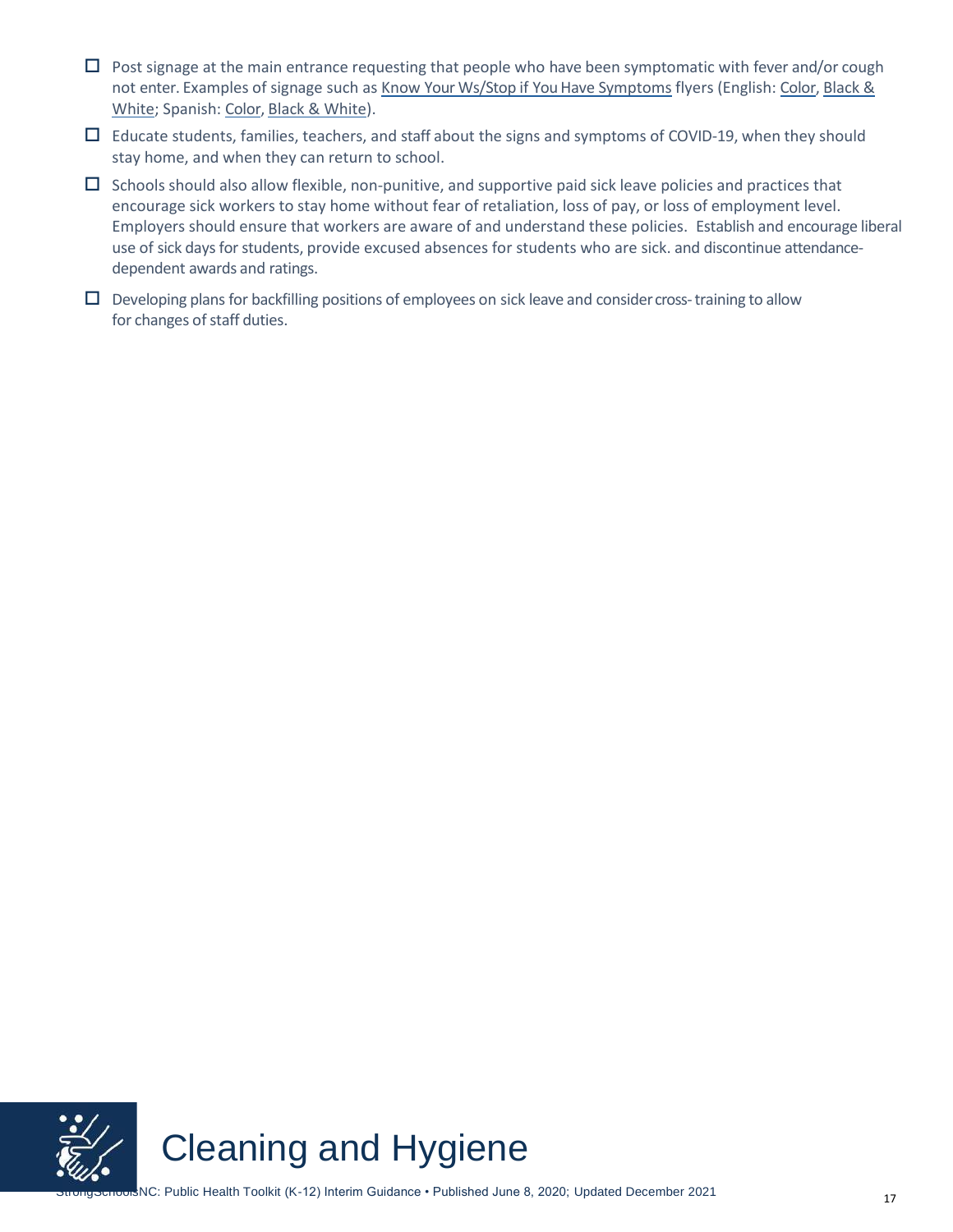- [ ] Post signage at the main entrance requesting that people who have been symptomatic with fever and/or cough not enter. Examples of signage such as Know Your Ws/Stop if You Have Symptoms flyers (English: Color, Black & White; Spanish: Color, Black & White).
- [ ] Educate students, families, teachers, and staff about the signs and symptoms of COVID-19, when they should stay home, and when they can return to school.
- [ ] Schools should also allow flexible, non-punitive, and supportive paid sick leave policies and practices that encourage sick workers to stay home without fear of retaliation, loss of pay, or loss of employment level. Employers should ensure that workers are aware of and understand these policies. Establish and encourage liberal use of sick days for students, provide excused absences for students who are sick. and discontinue attendance-dependent awards and ratings.
- [ ] Developing plans for backfilling positions of employees on sick leave and consider cross- training to allow for changes of staff duties.

# Cleaning and Hygiene